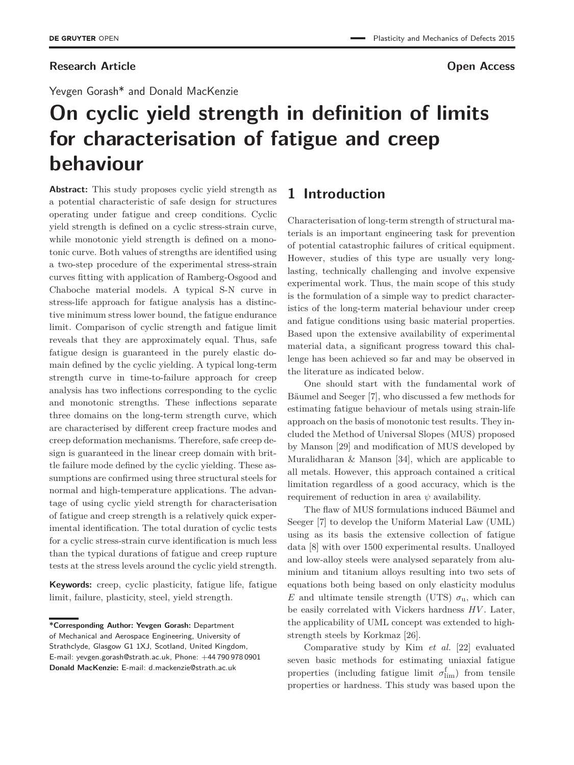**Research Article** **Open Access**

Yevgen Gorash* and Donald MacKenzie

# On cyclic yield strength in definition of limits for characterisation of fatigue and creep behaviour

**Abstract:** This study proposes cyclic yield strength as a potential characteristic of safe design for structures operating under fatigue and creep conditions. Cyclic yield strength is defined on a cyclic stress-strain curve, while monotonic yield strength is defined on a monotonic curve. Both values of strengths are identified using a two-step procedure of the experimental stress-strain curves fitting with application of Ramberg-Osgood and Chaboche material models. A typical S-N curve in stress-life approach for fatigue analysis has a distinctive minimum stress lower bound, the fatigue endurance limit. Comparison of cyclic strength and fatigue limit reveals that they are approximately equal. Thus, safe fatigue design is guaranteed in the purely elastic domain defined by the cyclic yielding. A typical long-term strength curve in time-to-failure approach for creep analysis has two inflections corresponding to the cyclic and monotonic strengths. These inflections separate three domains on the long-term strength curve, which are characterised by different creep fracture modes and creep deformation mechanisms. Therefore, safe creep design is guaranteed in the linear creep domain with brittle failure mode defined by the cyclic yielding. These assumptions are confirmed using three structural steels for normal and high-temperature applications. The advantage of using cyclic yield strength for characterisation of fatigue and creep strength is a relatively quick experimental identification. The total duration of cyclic tests for a cyclic stress-strain curve identification is much less than the typical durations of fatigue and creep rupture tests at the stress levels around the cyclic yield strength.

**Keywords:** creep, cyclic plasticity, fatigue life, fatigue limit, failure, plasticity, steel, yield strength.

**\*Corresponding Author: Yevgen Gorash:** Department of Mechanical and Aerospace Engineering, University of Strathclyde, Glasgow G1 1XJ, Scotland, United Kingdom, E-mail: yevgen.gorash@strath.ac.uk, Phone: +44 790 978 0901
**Donald MacKenzie:** E-mail: d.mackenzie@strath.ac.uk

## 1 Introduction

Characterisation of long-term strength of structural materials is an important engineering task for prevention of potential catastrophic failures of critical equipment. However, studies of this type are usually very long-lasting, technically challenging and involve expensive experimental work. Thus, the main scope of this study is the formulation of a simple way to predict characteristics of the long-term material behaviour under creep and fatigue conditions using basic material properties. Based upon the extensive availability of experimental material data, a significant progress toward this challenge has been achieved so far and may be observed in the literature as indicated below.

One should start with the fundamental work of Bäumel and Seeger [7], who discussed a few methods for estimating fatigue behaviour of metals using strain-life approach on the basis of monotonic test results. They included the Method of Universal Slopes (MUS) proposed by Manson [29] and modification of MUS developed by Muralidharan & Manson [34], which are applicable to all metals. However, this approach contained a critical limitation regardless of a good accuracy, which is the requirement of reduction in area $\psi$ availability.

The flaw of MUS formulations induced Bäumel and Seeger [7] to develop the Uniform Material Law (UML) using as its basis the extensive collection of fatigue data [8] with over 1500 experimental results. Unalloyed and low-alloy steels were analysed separately from aluminium and titanium alloys resulting into two sets of equations both being based on only elasticity modulus $E$ and ultimate tensile strength (UTS) $\sigma_u$, which can be easily correlated with Vickers hardness $HV$. Later, the applicability of UML concept was extended to high-strength steels by Korkmaz [26].

Comparative study by Kim *et al.* [22] evaluated seven basic methods for estimating uniaxial fatigue properties (including fatigue limit $\sigma^{f}_{\lim}$) from tensile properties or hardness. This study was based upon the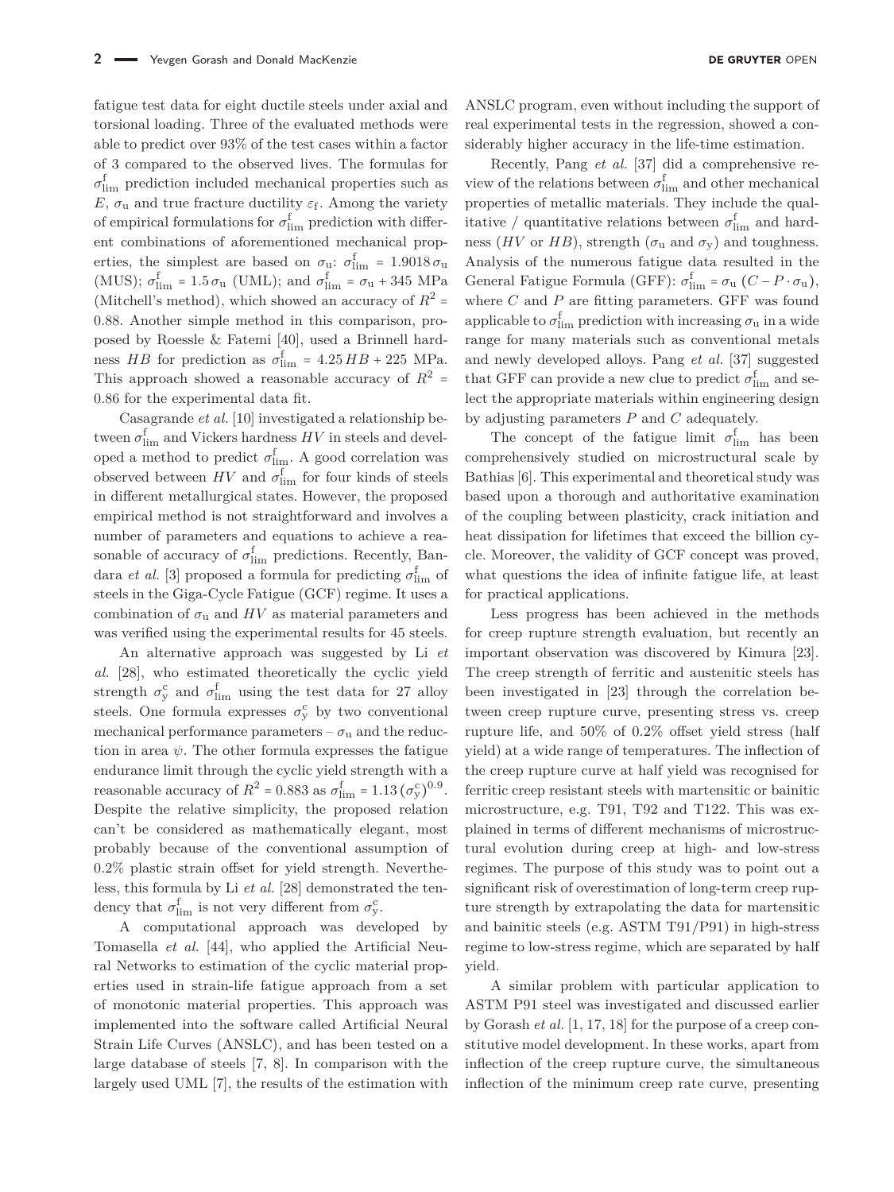fatigue test data for eight ductile steels under axial and torsional loading. Three of the evaluated methods were able to predict over 93% of the test cases within a factor of 3 compared to the observed lives. The formulas for $\sigma^{\mathrm{f}}_{\mathrm{lim}}$ prediction included mechanical properties such as $E$, $\sigma_{\mathrm{u}}$ and true fracture ductility $\varepsilon_{\mathrm{f}}$. Among the variety of empirical formulations for $\sigma^{\mathrm{f}}_{\mathrm{lim}}$ prediction with different combinations of aforementioned mechanical properties, the simplest are based on $\sigma_{\mathrm{u}}$: $\sigma^{\mathrm{f}}_{\mathrm{lim}} = 1.9018\,\sigma_{\mathrm{u}}$ (MUS); $\sigma^{\mathrm{f}}_{\mathrm{lim}} = 1.5\,\sigma_{\mathrm{u}}$ (UML); and $\sigma^{\mathrm{f}}_{\mathrm{lim}} = \sigma_{\mathrm{u}} + 345$ MPa (Mitchell's method), which showed an accuracy of $R^2 = 0.88$. Another simple method in this comparison, proposed by Roessle & Fatemi [40], used a Brinnell hardness $HB$ for prediction as $\sigma^{\mathrm{f}}_{\mathrm{lim}} = 4.25\,HB + 225$ MPa. This approach showed a reasonable accuracy of $R^2 = 0.86$ for the experimental data fit.

Casagrande *et al.* [10] investigated a relationship between $\sigma^{\mathrm{f}}_{\mathrm{lim}}$ and Vickers hardness $HV$ in steels and developed a method to predict $\sigma^{\mathrm{f}}_{\mathrm{lim}}$. A good correlation was observed between $HV$ and $\sigma^{\mathrm{f}}_{\mathrm{lim}}$ for four kinds of steels in different metallurgical states. However, the proposed empirical method is not straightforward and involves a number of parameters and equations to achieve a reasonable of accuracy of $\sigma^{\mathrm{f}}_{\mathrm{lim}}$ predictions. Recently, Bandara *et al.* [3] proposed a formula for predicting $\sigma^{\mathrm{f}}_{\mathrm{lim}}$ of steels in the Giga-Cycle Fatigue (GCF) regime. It uses a combination of $\sigma_{\mathrm{u}}$ and $HV$ as material parameters and was verified using the experimental results for 45 steels.

An alternative approach was suggested by Li *et al.* [28], who estimated theoretically the cyclic yield strength $\sigma^{\mathrm{c}}_{\mathrm{y}}$ and $\sigma^{\mathrm{f}}_{\mathrm{lim}}$ using the test data for 27 alloy steels. One formula expresses $\sigma^{\mathrm{c}}_{\mathrm{y}}$ by two conventional mechanical performance parameters – $\sigma_{\mathrm{u}}$ and the reduction in area $\psi$. The other formula expresses the fatigue endurance limit through the cyclic yield strength with a reasonable accuracy of $R^2 = 0.883$ as $\sigma^{\mathrm{f}}_{\mathrm{lim}} = 1.13\,(\sigma^{\mathrm{c}}_{\mathrm{y}})^{0.9}$. Despite the relative simplicity, the proposed relation can't be considered as mathematically elegant, most probably because of the conventional assumption of 0.2% plastic strain offset for yield strength. Nevertheless, this formula by Li *et al.* [28] demonstrated the tendency that $\sigma^{\mathrm{f}}_{\mathrm{lim}}$ is not very different from $\sigma^{\mathrm{c}}_{\mathrm{y}}$.

A computational approach was developed by Tomasella *et al.* [44], who applied the Artificial Neural Networks to estimation of the cyclic material properties used in strain-life fatigue approach from a set of monotonic material properties. This approach was implemented into the software called Artificial Neural Strain Life Curves (ANSLC), and has been tested on a large database of steels [7, 8]. In comparison with the largely used UML [7], the results of the estimation with ANSLC program, even without including the support of real experimental tests in the regression, showed a considerably higher accuracy in the life-time estimation.

Recently, Pang *et al.* [37] did a comprehensive review of the relations between $\sigma^{\mathrm{f}}_{\mathrm{lim}}$ and other mechanical properties of metallic materials. They include the qualitative / quantitative relations between $\sigma^{\mathrm{f}}_{\mathrm{lim}}$ and hardness ($HV$ or $HB$), strength ($\sigma_{\mathrm{u}}$ and $\sigma_{\mathrm{y}}$) and toughness. Analysis of the numerous fatigue data resulted in the General Fatigue Formula (GFF): $\sigma^{\mathrm{f}}_{\mathrm{lim}} = \sigma_{\mathrm{u}}\,(C - P\cdot\sigma_{\mathrm{u}})$, where $C$ and $P$ are fitting parameters. GFF was found applicable to $\sigma^{\mathrm{f}}_{\mathrm{lim}}$ prediction with increasing $\sigma_{\mathrm{u}}$ in a wide range for many materials such as conventional metals and newly developed alloys. Pang *et al.* [37] suggested that GFF can provide a new clue to predict $\sigma^{\mathrm{f}}_{\mathrm{lim}}$ and select the appropriate materials within engineering design by adjusting parameters $P$ and $C$ adequately.

The concept of the fatigue limit $\sigma^{\mathrm{f}}_{\mathrm{lim}}$ has been comprehensively studied on microstructural scale by Bathias [6]. This experimental and theoretical study was based upon a thorough and authoritative examination of the coupling between plasticity, crack initiation and heat dissipation for lifetimes that exceed the billion cycle. Moreover, the validity of GCF concept was proved, what questions the idea of infinite fatigue life, at least for practical applications.

Less progress has been achieved in the methods for creep rupture strength evaluation, but recently an important observation was discovered by Kimura [23]. The creep strength of ferritic and austenitic steels has been investigated in [23] through the correlation between creep rupture curve, presenting stress vs. creep rupture life, and 50% of 0.2% offset yield stress (half yield) at a wide range of temperatures. The inflection of the creep rupture curve at half yield was recognised for ferritic creep resistant steels with martensitic or bainitic microstructure, e.g. T91, T92 and T122. This was explained in terms of different mechanisms of microstructural evolution during creep at high- and low-stress regimes. The purpose of this study was to point out a significant risk of overestimation of long-term creep rupture strength by extrapolating the data for martensitic and bainitic steels (e.g. ASTM T91/P91) in high-stress regime to low-stress regime, which are separated by half yield.

A similar problem with particular application to ASTM P91 steel was investigated and discussed earlier by Gorash *et al.* [1, 17, 18] for the purpose of a creep constitutive model development. In these works, apart from inflection of the creep rupture curve, the simultaneous inflection of the minimum creep rate curve, presenting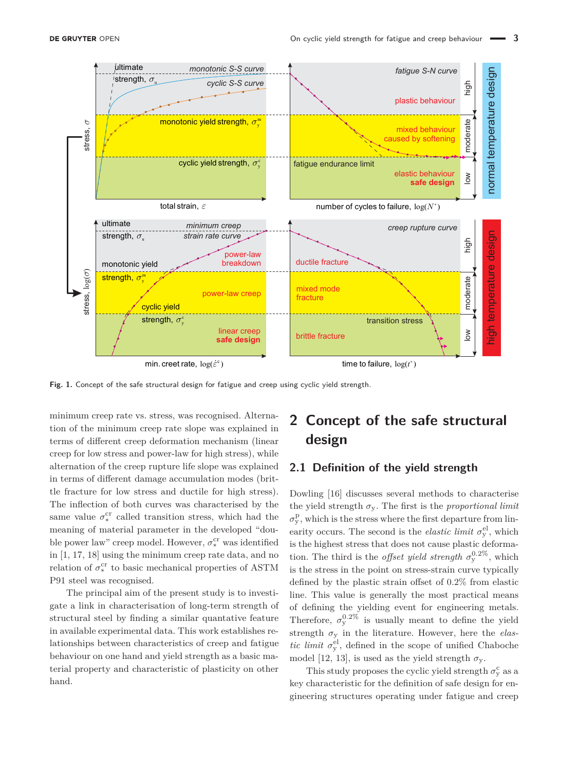**Fig. 1.** Concept of the safe structural design for fatigue and creep using cyclic yield strength.

minimum creep rate vs. stress, was recognised. Alternation of the minimum creep rate slope was explained in terms of different creep deformation mechanism (linear creep for low stress and power-law for high stress), while alternation of the creep rupture life slope was explained in terms of different damage accumulation modes (brittle fracture for low stress and ductile for high stress). The inflection of both curves was characterised by the same value $\sigma_*^{\mathrm{cr}}$ called transition stress, which had the meaning of material parameter in the developed "double power law" creep model. However, $\sigma_*^{\mathrm{cr}}$ was identified in [1, 17, 18] using the minimum creep rate data, and no relation of $\sigma_*^{\mathrm{cr}}$ to basic mechanical properties of ASTM P91 steel was recognised.

The principal aim of the present study is to investigate a link in characterisation of long-term strength of structural steel by finding a similar quantative feature in available experimental data. This work establishes relationships between characteristics of creep and fatigue behaviour on one hand and yield strength as a basic material property and characteristic of plasticity on other hand.

## 2 Concept of the safe structural design

### 2.1 Definition of the yield strength

Dowling [16] discusses several methods to characterise the yield strength $\sigma_{\mathrm{y}}$. The first is the *proportional limit* $\sigma_{\mathrm{y}}^{\mathrm{p}}$, which is the stress where the first departure from linearity occurs. The second is the *elastic limit* $\sigma_{\mathrm{y}}^{\mathrm{el}}$, which is the highest stress that does not cause plastic deformation. The third is the *offset yield strength* $\sigma_{\mathrm{y}}^{0.2\%}$, which is the stress in the point on stress-strain curve typically defined by the plastic strain offset of 0.2% from elastic line. This value is generally the most practical means of defining the yielding event for engineering metals. Therefore, $\sigma_{\mathrm{y}}^{0.2\%}$ is usually meant to define the yield strength $\sigma_{\mathrm{y}}$ in the literature. However, here the *elastic limit* $\sigma_{\mathrm{y}}^{\mathrm{el}}$, defined in the scope of unified Chaboche model [12, 13], is used as the yield strength $\sigma_{\mathrm{y}}$.

This study proposes the cyclic yield strength $\sigma_{\mathrm{y}}^{\mathrm{c}}$ as a key characteristic for the definition of safe design for engineering structures operating under fatigue and creep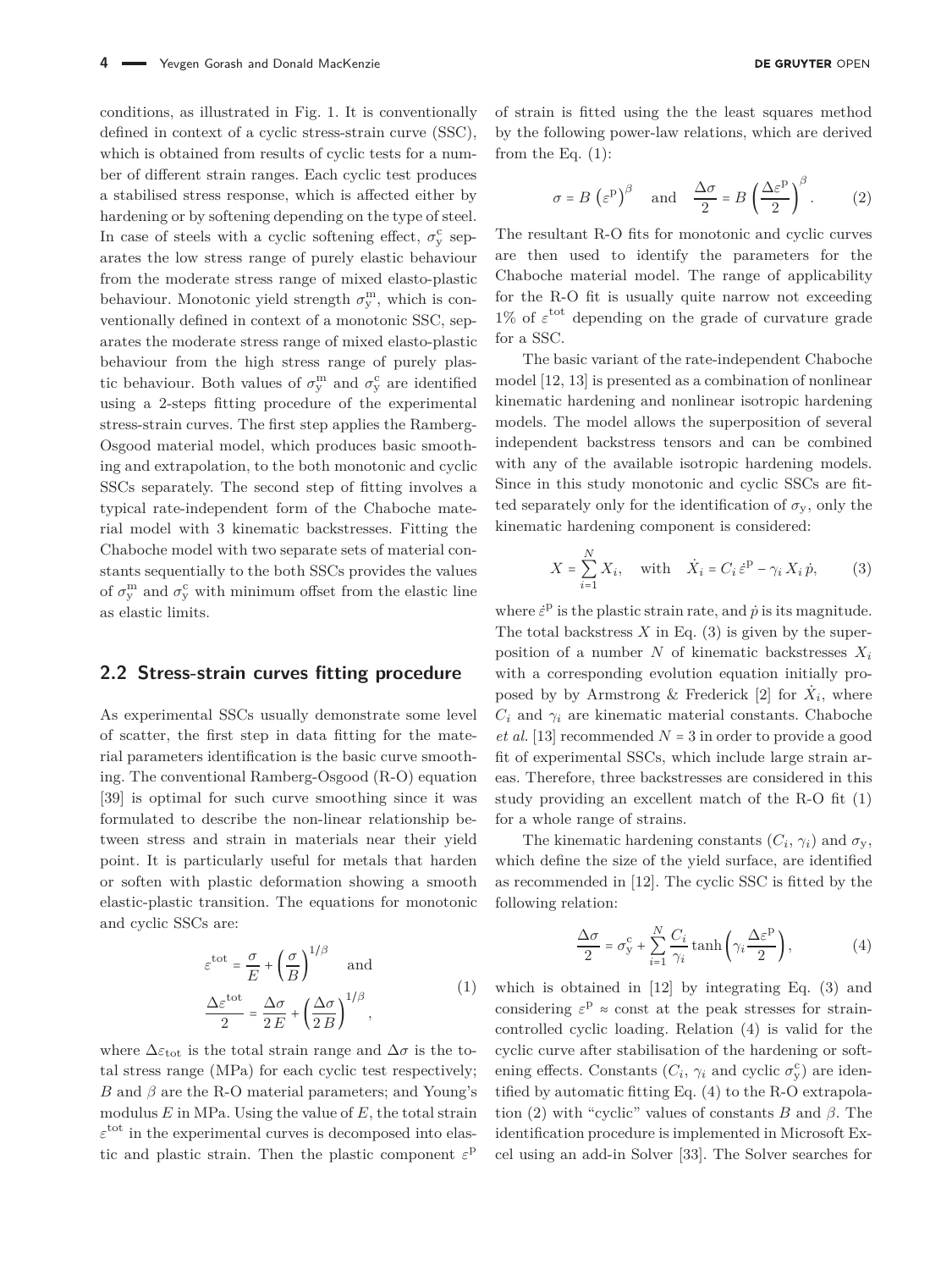conditions, as illustrated in Fig. 1. It is conventionally defined in context of a cyclic stress-strain curve (SSC), which is obtained from results of cyclic tests for a number of different strain ranges. Each cyclic test produces a stabilised stress response, which is affected either by hardening or by softening depending on the type of steel. In case of steels with a cyclic softening effect, $\sigma_y^c$ separates the low stress range of purely elastic behaviour from the moderate stress range of mixed elasto-plastic behaviour. Monotonic yield strength $\sigma_y^m$, which is conventionally defined in context of a monotonic SSC, separates the moderate stress range of mixed elasto-plastic behaviour from the high stress range of purely plastic behaviour. Both values of $\sigma_y^m$ and $\sigma_y^c$ are identified using a 2-steps fitting procedure of the experimental stress-strain curves. The first step applies the Ramberg-Osgood material model, which produces basic smoothing and extrapolation, to the both monotonic and cyclic SSCs separately. The second step of fitting involves a typical rate-independent form of the Chaboche material model with 3 kinematic backstresses. Fitting the Chaboche model with two separate sets of material constants sequentially to the both SSCs provides the values of $\sigma_y^m$ and $\sigma_y^c$ with minimum offset from the elastic line as elastic limits.

## 2.2 Stress-strain curves fitting procedure

As experimental SSCs usually demonstrate some level of scatter, the first step in data fitting for the material parameters identification is the basic curve smoothing. The conventional Ramberg-Osgood (R-O) equation [39] is optimal for such curve smoothing since it was formulated to describe the non-linear relationship between stress and strain in materials near their yield point. It is particularly useful for metals that harden or soften with plastic deformation showing a smooth elastic-plastic transition. The equations for monotonic and cyclic SSCs are:

$$\varepsilon^{\text{tot}} = \frac{\sigma}{E} + \left(\frac{\sigma}{B}\right)^{1/\beta} \quad \text{and} \quad \frac{\Delta\varepsilon^{\text{tot}}}{2} = \frac{\Delta\sigma}{2\,E} + \left(\frac{\Delta\sigma}{2\,B}\right)^{1/\beta}, \tag{1}$$

where $\Delta\varepsilon_{\text{tot}}$ is the total strain range and $\Delta\sigma$ is the total stress range (MPa) for each cyclic test respectively; $B$ and $\beta$ are the R-O material parameters; and Young's modulus $E$ in MPa. Using the value of $E$, the total strain $\varepsilon^{\text{tot}}$ in the experimental curves is decomposed into elastic and plastic strain. Then the plastic component $\varepsilon^{\text{p}}$ of strain is fitted using the the least squares method by the following power-law relations, which are derived from the Eq. (1):

$$\sigma = B\left(\varepsilon^{\text{p}}\right)^{\beta} \quad \text{and} \quad \frac{\Delta\sigma}{2} = B\left(\frac{\Delta\varepsilon^{\text{p}}}{2}\right)^{\beta}. \tag{2}$$

The resultant R-O fits for monotonic and cyclic curves are then used to identify the parameters for the Chaboche material model. The range of applicability for the R-O fit is usually quite narrow not exceeding 1% of $\varepsilon^{\text{tot}}$ depending on the grade of curvature grade for a SSC.

The basic variant of the rate-independent Chaboche model [12, 13] is presented as a combination of nonlinear kinematic hardening and nonlinear isotropic hardening models. The model allows the superposition of several independent backstress tensors and can be combined with any of the available isotropic hardening models. Since in this study monotonic and cyclic SSCs are fitted separately only for the identification of $\sigma_y$, only the kinematic hardening component is considered:

$$X = \sum_{i=1}^{N} X_i, \quad \text{with} \quad \dot{X}_i = C_i\,\dot{\varepsilon}^{\text{p}} - \gamma_i\,X_i\,\dot{p}, \tag{3}$$

where $\dot{\varepsilon}^{\text{p}}$ is the plastic strain rate, and $\dot{p}$ is its magnitude. The total backstress $X$ in Eq. (3) is given by the superposition of a number $N$ of kinematic backstresses $X_i$ with a corresponding evolution equation initially proposed by by Armstrong & Frederick [2] for $\dot{X}_i$, where $C_i$ and $\gamma_i$ are kinematic material constants. Chaboche *et al.* [13] recommended $N = 3$ in order to provide a good fit of experimental SSCs, which include large strain areas. Therefore, three backstresses are considered in this study providing an excellent match of the R-O fit (1) for a whole range of strains.

The kinematic hardening constants ($C_i$, $\gamma_i$) and $\sigma_y$, which define the size of the yield surface, are identified as recommended in [12]. The cyclic SSC is fitted by the following relation:

$$\frac{\Delta\sigma}{2} = \sigma_y^c + \sum_{i=1}^{N} \frac{C_i}{\gamma_i} \tanh\left(\gamma_i \frac{\Delta\varepsilon^{\text{p}}}{2}\right), \tag{4}$$

which is obtained in [12] by integrating Eq. (3) and considering $\varepsilon^{\text{p}} \approx$ const at the peak stresses for strain-controlled cyclic loading. Relation (4) is valid for the cyclic curve after stabilisation of the hardening or softening effects. Constants ($C_i$, $\gamma_i$ and cyclic $\sigma_y^c$) are identified by automatic fitting Eq. (4) to the R-O extrapolation (2) with "cyclic" values of constants $B$ and $\beta$. The identification procedure is implemented in Microsoft Excel using an add-in Solver [33]. The Solver searches for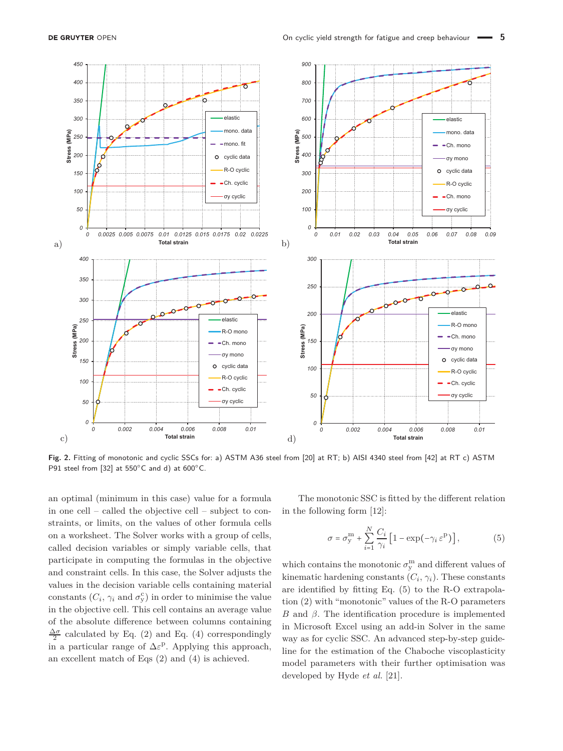Fig. 2. Fitting of monotonic and cyclic SSCs for: a) ASTM A36 steel from [20] at RT; b) AISI 4340 steel from [42] at RT c) ASTM P91 steel from [32] at 550°C and d) at 600°C.

an optimal (minimum in this case) value for a formula in one cell – called the objective cell – subject to constraints, or limits, on the values of other formula cells on a worksheet. The Solver works with a group of cells, called decision variables or simply variable cells, that participate in computing the formulas in the objective and constraint cells. In this case, the Solver adjusts the values in the decision variable cells containing material constants ($C_i$, $\gamma_i$ and $\sigma_y^c$) in order to minimise the value in the objective cell. This cell contains an average value of the absolute difference between columns containing $\frac{\Delta\sigma}{2}$ calculated by Eq. (2) and Eq. (4) correspondingly in a particular range of $\Delta\varepsilon^p$. Applying this approach, an excellent match of Eqs (2) and (4) is achieved.

The monotonic SSC is fitted by the different relation in the following form [12]:

$$\sigma = \sigma_y^m + \sum_{i=1}^{N} \frac{C_i}{\gamma_i} \left[1 - \exp(-\gamma_i \varepsilon^p)\right], \tag{5}$$

which contains the monotonic $\sigma_y^m$ and different values of kinematic hardening constants ($C_i$, $\gamma_i$). These constants are identified by fitting Eq. (5) to the R-O extrapolation (2) with "monotonic" values of the R-O parameters $B$ and $\beta$. The identification procedure is implemented in Microsoft Excel using an add-in Solver in the same way as for cyclic SSC. An advanced step-by-step guideline for the estimation of the Chaboche viscoplasticity model parameters with their further optimisation was developed by Hyde *et al.* [21].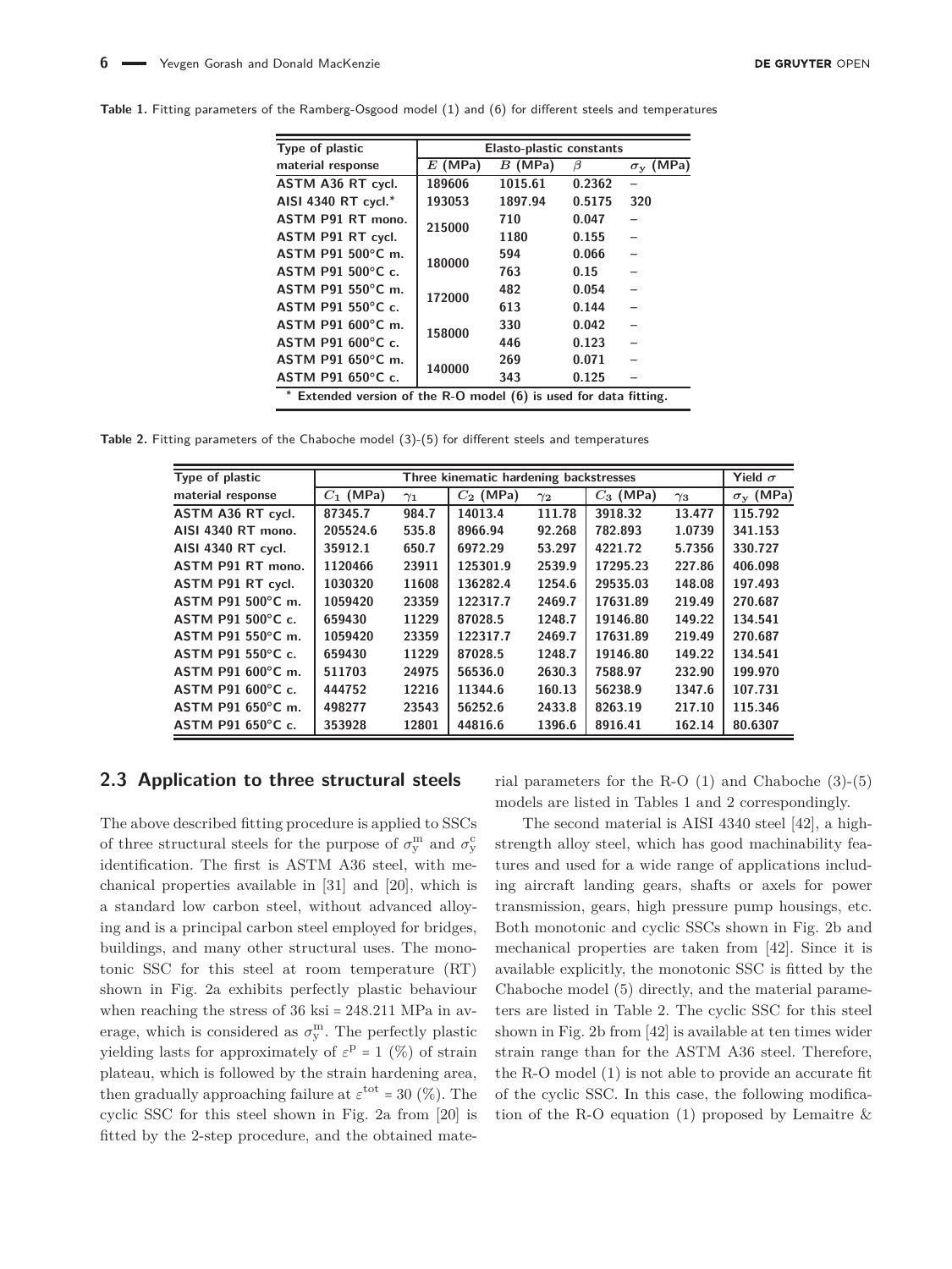**Table 1.** Fitting parameters of the Ramberg-Osgood model (1) and (6) for different steels and temperatures

| Type of plastic material response | Elasto-plastic constants | | | |
|---|---|---|---|---|
| | $E$ (MPa) | $B$ (MPa) | $\beta$ | $\sigma_y$ (MPa) |
| ASTM A36 RT cycl. | 189606 | 1015.61 | 0.2362 | – |
| AISI 4340 RT cycl.* | 193053 | 1897.94 | 0.5175 | 320 |
| ASTM P91 RT mono. | 215000 | 710 | 0.047 | – |
| ASTM P91 RT cycl. | | 1180 | 0.155 | – |
| ASTM P91 500°C m. | 180000 | 594 | 0.066 | – |
| ASTM P91 500°C c. | | 763 | 0.15 | – |
| ASTM P91 550°C m. | 172000 | 482 | 0.054 | – |
| ASTM P91 550°C c. | | 613 | 0.144 | – |
| ASTM P91 600°C m. | 158000 | 330 | 0.042 | – |
| ASTM P91 600°C c. | | 446 | 0.123 | – |
| ASTM P91 650°C m. | 140000 | 269 | 0.071 | – |
| ASTM P91 650°C c. | | 343 | 0.125 | – |

\* Extended version of the R-O model (6) is used for data fitting.

**Table 2.** Fitting parameters of the Chaboche model (3)-(5) for different steels and temperatures

| Type of plastic material response | Three kinematic hardening backstresses | | | | | | Yield $\sigma$ |
|---|---|---|---|---|---|---|---|
| | $C_1$ (MPa) | $\gamma_1$ | $C_2$ (MPa) | $\gamma_2$ | $C_3$ (MPa) | $\gamma_3$ | $\sigma_y$ (MPa) |
| ASTM A36 RT cycl. | 87345.7 | 984.7 | 14013.4 | 111.78 | 3918.32 | 13.477 | 115.792 |
| AISI 4340 RT mono. | 205524.6 | 535.8 | 8966.94 | 92.268 | 782.893 | 1.0739 | 341.153 |
| AISI 4340 RT cycl. | 35912.1 | 650.7 | 6972.29 | 53.297 | 4221.72 | 5.7356 | 330.727 |
| ASTM P91 RT mono. | 1120466 | 23911 | 125301.9 | 2539.9 | 17295.23 | 227.86 | 406.098 |
| ASTM P91 RT cycl. | 1030320 | 11608 | 136282.4 | 1254.6 | 29535.03 | 148.08 | 197.493 |
| ASTM P91 500°C m. | 1059420 | 23359 | 122317.7 | 2469.7 | 17631.89 | 219.49 | 270.687 |
| ASTM P91 500°C c. | 659430 | 11229 | 87028.5 | 1248.7 | 19146.80 | 149.22 | 134.541 |
| ASTM P91 550°C m. | 1059420 | 23359 | 122317.7 | 2469.7 | 17631.89 | 219.49 | 270.687 |
| ASTM P91 550°C c. | 659430 | 11229 | 87028.5 | 1248.7 | 19146.80 | 149.22 | 134.541 |
| ASTM P91 600°C m. | 511703 | 24975 | 56536.0 | 2630.3 | 7588.97 | 232.90 | 199.970 |
| ASTM P91 600°C c. | 444752 | 12216 | 11344.6 | 160.13 | 56238.9 | 1347.6 | 107.731 |
| ASTM P91 650°C m. | 498277 | 23543 | 56252.6 | 2433.8 | 8263.19 | 217.10 | 115.346 |
| ASTM P91 650°C c. | 353928 | 12801 | 44816.6 | 1396.6 | 8916.41 | 162.14 | 80.6307 |

## 2.3 Application to three structural steels

The above described fitting procedure is applied to SSCs of three structural steels for the purpose of $\sigma_y^m$ and $\sigma_y^c$ identification. The first is ASTM A36 steel, with mechanical properties available in [31] and [20], which is a standard low carbon steel, without advanced alloying and is a principal carbon steel employed for bridges, buildings, and many other structural uses. The monotonic SSC for this steel at room temperature (RT) shown in Fig. 2a exhibits perfectly plastic behaviour when reaching the stress of 36 ksi = 248.211 MPa in average, which is considered as $\sigma_y^m$. The perfectly plastic yielding lasts for approximately of $\varepsilon^p = 1$ (%) of strain plateau, which is followed by the strain hardening area, then gradually approaching failure at $\varepsilon^{tot} = 30$ (%). The cyclic SSC for this steel shown in Fig. 2a from [20] is fitted by the 2-step procedure, and the obtained material parameters for the R-O (1) and Chaboche (3)-(5) models are listed in Tables 1 and 2 correspondingly.

The second material is AISI 4340 steel [42], a high-strength alloy steel, which has good machinability features and used for a wide range of applications including aircraft landing gears, shafts or axels for power transmission, gears, high pressure pump housings, etc. Both monotonic and cyclic SSCs shown in Fig. 2b and mechanical properties are taken from [42]. Since it is available explicitly, the monotonic SSC is fitted by the Chaboche model (5) directly, and the material parameters are listed in Table 2. The cyclic SSC for this steel shown in Fig. 2b from [42] is available at ten times wider strain range than for the ASTM A36 steel. Therefore, the R-O model (1) is not able to provide an accurate fit of the cyclic SSC. In this case, the following modification of the R-O equation (1) proposed by Lemaitre &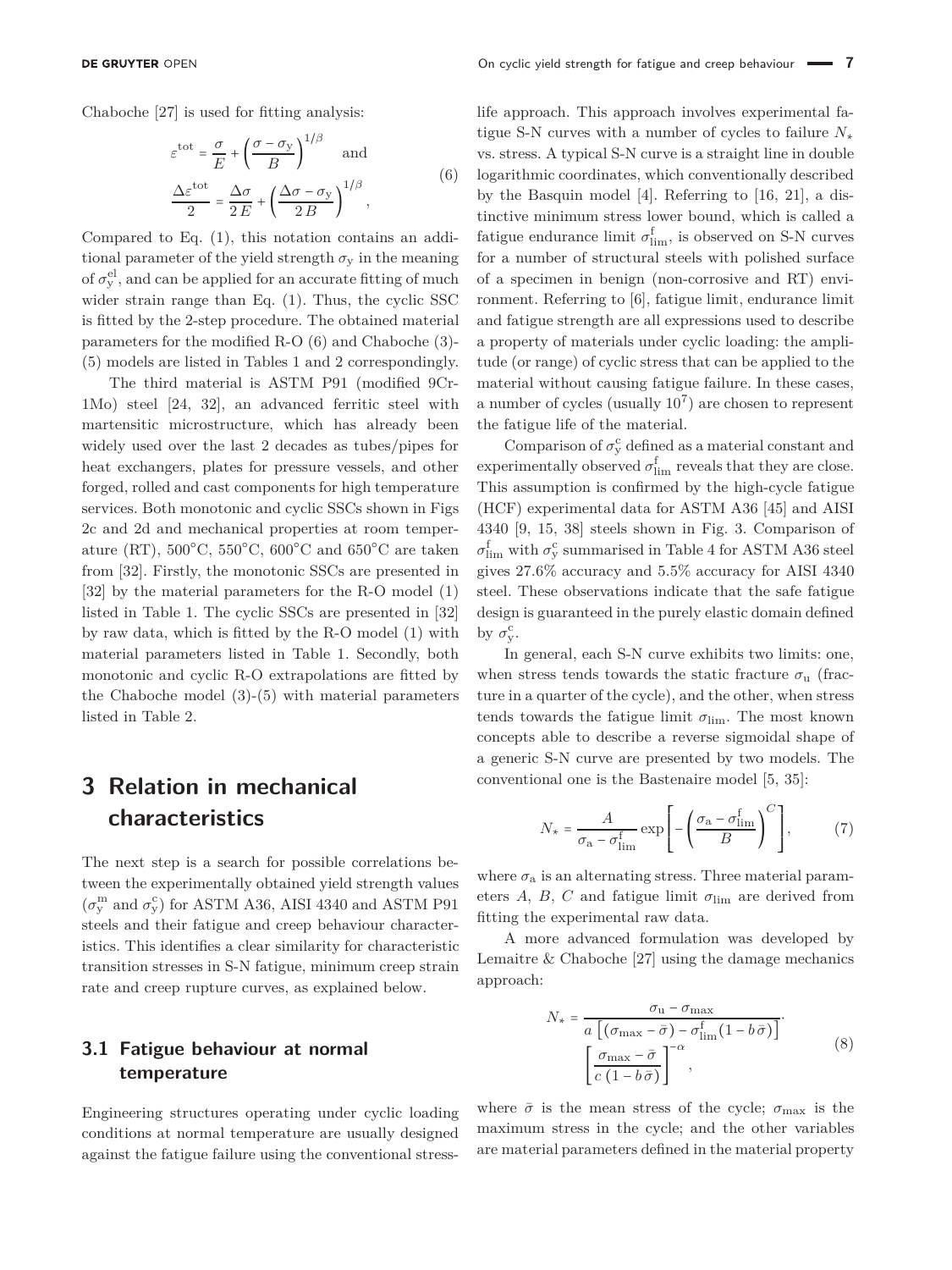Chaboche [27] is used for fitting analysis:

$$
\varepsilon^{\text{tot}} = \frac{\sigma}{E} + \left(\frac{\sigma - \sigma_{\text{y}}}{B}\right)^{1/\beta} \quad \text{and}
$$

$$
\frac{\Delta\varepsilon^{\text{tot}}}{2} = \frac{\Delta\sigma}{2\,E} + \left(\frac{\Delta\sigma - \sigma_{\text{y}}}{2\,B}\right)^{1/\beta}, \tag{6}
$$

Compared to Eq. (1), this notation contains an additional parameter of the yield strength $\sigma_{\text{y}}$ in the meaning of $\sigma_{\text{y}}^{\text{el}}$, and can be applied for an accurate fitting of much wider strain range than Eq. (1). Thus, the cyclic SSC is fitted by the 2-step procedure. The obtained material parameters for the modified R-O (6) and Chaboche (3)-(5) models are listed in Tables 1 and 2 correspondingly.

The third material is ASTM P91 (modified 9Cr-1Mo) steel [24, 32], an advanced ferritic steel with martensitic microstructure, which has already been widely used over the last 2 decades as tubes/pipes for heat exchangers, plates for pressure vessels, and other forged, rolled and cast components for high temperature services. Both monotonic and cyclic SSCs shown in Figs 2c and 2d and mechanical properties at room temperature (RT), 500°C, 550°C, 600°C and 650°C are taken from [32]. Firstly, the monotonic SSCs are presented in [32] by the material parameters for the R-O model (1) listed in Table 1. The cyclic SSCs are presented in [32] by raw data, which is fitted by the R-O model (1) with material parameters listed in Table 1. Secondly, both monotonic and cyclic R-O extrapolations are fitted by the Chaboche model (3)-(5) with material parameters listed in Table 2.

# 3 Relation in mechanical characteristics

The next step is a search for possible correlations between the experimentally obtained yield strength values ($\sigma_{\text{y}}^{\text{m}}$ and $\sigma_{\text{y}}^{\text{c}}$) for ASTM A36, AISI 4340 and ASTM P91 steels and their fatigue and creep behaviour characteristics. This identifies a clear similarity for characteristic transition stresses in S-N fatigue, minimum creep strain rate and creep rupture curves, as explained below.

## 3.1 Fatigue behaviour at normal temperature

Engineering structures operating under cyclic loading conditions at normal temperature are usually designed against the fatigue failure using the conventional stress-life approach. This approach involves experimental fatigue S-N curves with a number of cycles to failure $N_*$ vs. stress. A typical S-N curve is a straight line in double logarithmic coordinates, which conventionally described by the Basquin model [4]. Referring to [16, 21], a distinctive minimum stress lower bound, which is called a fatigue endurance limit $\sigma_{\text{lim}}^{\text{f}}$, is observed on S-N curves for a number of structural steels with polished surface of a specimen in benign (non-corrosive and RT) environment. Referring to [6], fatigue limit, endurance limit and fatigue strength are all expressions used to describe a property of materials under cyclic loading: the amplitude (or range) of cyclic stress that can be applied to the material without causing fatigue failure. In these cases, a number of cycles (usually $10^7$) are chosen to represent the fatigue life of the material.

Comparison of $\sigma_{\text{y}}^{\text{c}}$ defined as a material constant and experimentally observed $\sigma_{\text{lim}}^{\text{f}}$ reveals that they are close. This assumption is confirmed by the high-cycle fatigue (HCF) experimental data for ASTM A36 [45] and AISI 4340 [9, 15, 38] steels shown in Fig. 3. Comparison of $\sigma_{\text{lim}}^{\text{f}}$ with $\sigma_{\text{y}}^{\text{c}}$ summarised in Table 4 for ASTM A36 steel gives 27.6% accuracy and 5.5% accuracy for AISI 4340 steel. These observations indicate that the safe fatigue design is guaranteed in the purely elastic domain defined by $\sigma_{\text{y}}^{\text{c}}$.

In general, each S-N curve exhibits two limits: one, when stress tends towards the static fracture $\sigma_{\text{u}}$ (fracture in a quarter of the cycle), and the other, when stress tends towards the fatigue limit $\sigma_{\text{lim}}$. The most known concepts able to describe a reverse sigmoidal shape of a generic S-N curve are presented by two models. The conventional one is the Bastenaire model [5, 35]:

$$
N_* = \frac{A}{\sigma_{\text{a}} - \sigma_{\text{lim}}^{\text{f}}} \exp\left[-\left(\frac{\sigma_{\text{a}} - \sigma_{\text{lim}}^{\text{f}}}{B}\right)^{C}\right], \tag{7}
$$

where $\sigma_{\text{a}}$ is an alternating stress. Three material parameters $A$, $B$, $C$ and fatigue limit $\sigma_{\text{lim}}$ are derived from fitting the experimental raw data.

A more advanced formulation was developed by Lemaitre & Chaboche [27] using the damage mechanics approach:

$$
N_* = \frac{\sigma_{\text{u}} - \sigma_{\max}}{a\left[(\sigma_{\max} - \bar{\sigma}) - \sigma_{\text{lim}}^{\text{f}}(1 - b\,\bar{\sigma})\right]} \cdot \left[\frac{\sigma_{\max} - \bar{\sigma}}{c\,(1 - b\,\bar{\sigma})}\right]^{-\alpha}, \tag{8}
$$

where $\bar{\sigma}$ is the mean stress of the cycle; $\sigma_{\max}$ is the maximum stress in the cycle; and the other variables are material parameters defined in the material property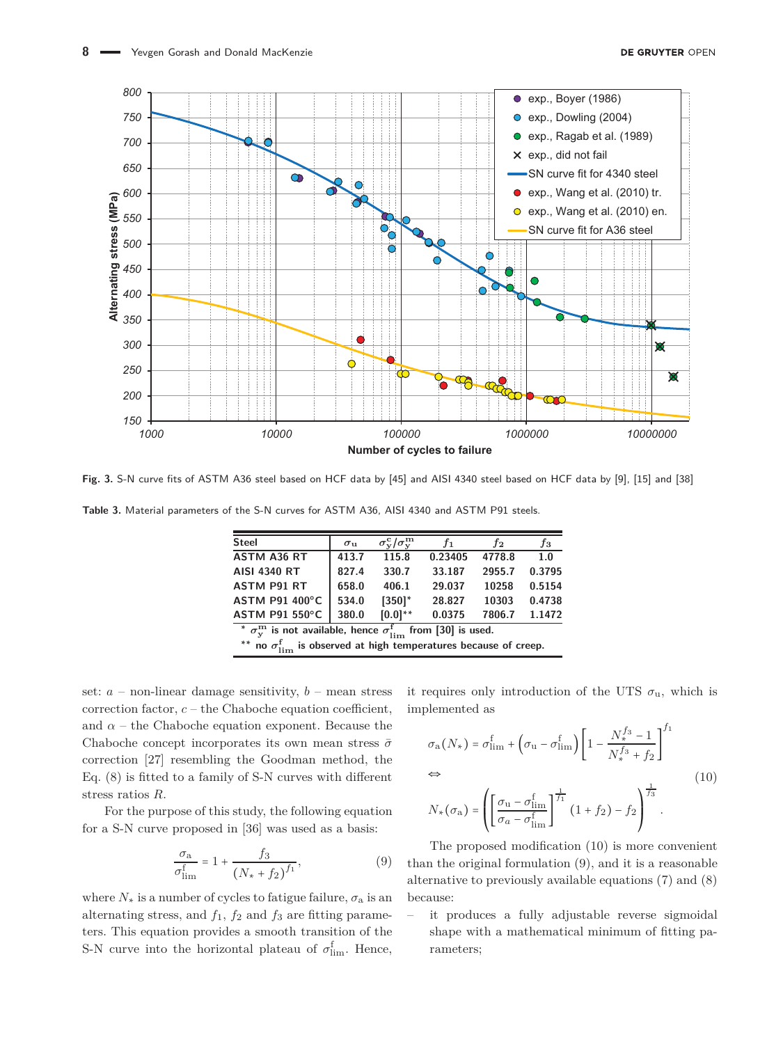Fig. 3. S-N curve fits of ASTM A36 steel based on HCF data by [45] and AISI 4340 steel based on HCF data by [9], [15] and [38]

Table 3. Material parameters of the S-N curves for ASTM A36, AISI 4340 and ASTM P91 steels.

| Steel | $\sigma_u$ | $\sigma_y^c/\sigma_y^m$ | $f_1$ | $f_2$ | $f_3$ |
|---|---|---|---|---|---|
| ASTM A36 RT | 413.7 | 115.8 | 0.23405 | 4778.8 | 1.0 |
| AISI 4340 RT | 827.4 | 330.7 | 33.187 | 2955.7 | 0.3795 |
| ASTM P91 RT | 658.0 | 406.1 | 29.037 | 10258 | 0.5154 |
| ASTM P91 400°C | 534.0 | [350]* | 28.827 | 10303 | 0.4738 |
| ASTM P91 550°C | 380.0 | [0.0]** | 0.0375 | 7806.7 | 1.1472 |

* $\sigma_y^m$ is not available, hence $\sigma_{lim}^f$ from [30] is used.
** no $\sigma_{lim}^f$ is observed at high temperatures because of creep.

set: $a$ – non-linear damage sensitivity, $b$ – mean stress correction factor, $c$ – the Chaboche equation coefficient, and $\alpha$ – the Chaboche equation exponent. Because the Chaboche concept incorporates its own mean stress $\bar{\sigma}$ correction [27] resembling the Goodman method, the Eq. (8) is fitted to a family of S-N curves with different stress ratios $R$.

For the purpose of this study, the following equation for a S-N curve proposed in [36] was used as a basis:

$$\frac{\sigma_a}{\sigma_{lim}^f} = 1 + \frac{f_3}{(N_* + f_2)^{f_1}}, \tag{9}$$

where $N_*$ is a number of cycles to fatigue failure, $\sigma_a$ is an alternating stress, and $f_1$, $f_2$ and $f_3$ are fitting parameters. This equation provides a smooth transition of the S-N curve into the horizontal plateau of $\sigma_{lim}^f$. Hence, it requires only introduction of the UTS $\sigma_u$, which is implemented as

$$\sigma_a(N_*) = \sigma_{lim}^f + \left(\sigma_u - \sigma_{lim}^f\right)\left[1 - \frac{N_*^{f_3} - 1}{N_*^{f_3} + f_2}\right]^{f_1}$$
$$\Leftrightarrow \tag{10}$$
$$N_*(\sigma_a) = \left(\left[\frac{\sigma_u - \sigma_{lim}^f}{\sigma_a - \sigma_{lim}^f}\right]^{\frac{1}{f_1}}(1 + f_2) - f_2\right)^{\frac{1}{f_3}}.$$

The proposed modification (10) is more convenient than the original formulation (9), and it is a reasonable alternative to previously available equations (7) and (8) because:

- it produces a fully adjustable reverse sigmoidal shape with a mathematical minimum of fitting parameters;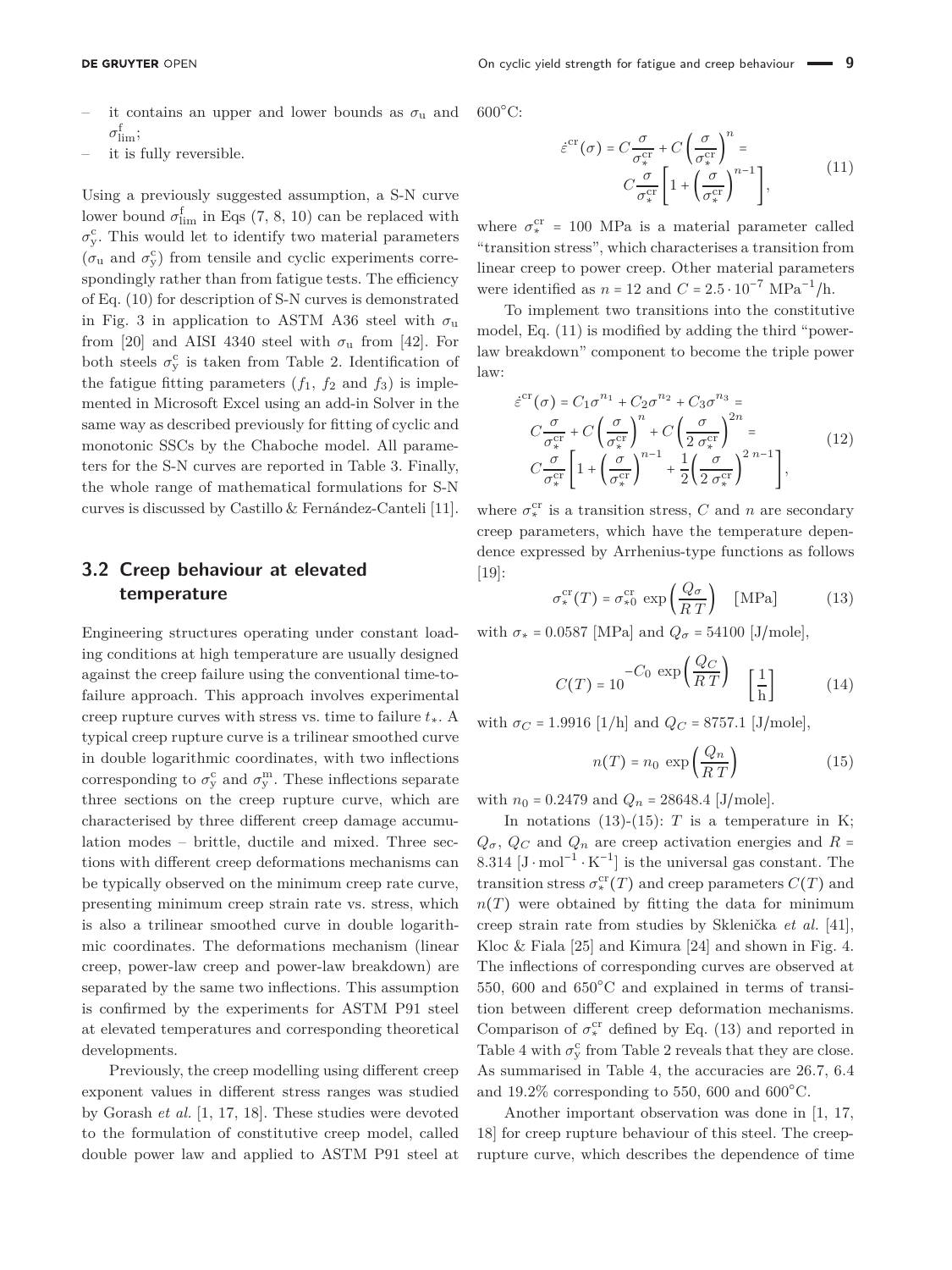- it contains an upper and lower bounds as $\sigma_{\mathrm{u}}$ and $\sigma^{\mathrm{f}}_{\mathrm{lim}}$;
- it is fully reversible.

Using a previously suggested assumption, a S-N curve lower bound $\sigma^{\mathrm{f}}_{\mathrm{lim}}$ in Eqs (7, 8, 10) can be replaced with $\sigma^{\mathrm{c}}_{\mathrm{y}}$. This would let to identify two material parameters ($\sigma_{\mathrm{u}}$ and $\sigma^{\mathrm{c}}_{\mathrm{y}}$) from tensile and cyclic experiments correspondingly rather than from fatigue tests. The efficiency of Eq. (10) for description of S-N curves is demonstrated in Fig. 3 in application to ASTM A36 steel with $\sigma_{\mathrm{u}}$ from [20] and AISI 4340 steel with $\sigma_{\mathrm{u}}$ from [42]. For both steels $\sigma^{\mathrm{c}}_{\mathrm{y}}$ is taken from Table 2. Identification of the fatigue fitting parameters ($f_1$, $f_2$ and $f_3$) is implemented in Microsoft Excel using an add-in Solver in the same way as described previously for fitting of cyclic and monotonic SSCs by the Chaboche model. All parameters for the S-N curves are reported in Table 3. Finally, the whole range of mathematical formulations for S-N curves is discussed by Castillo & Fernández-Canteli [11].

## 3.2 Creep behaviour at elevated temperature

Engineering structures operating under constant loading conditions at high temperature are usually designed against the creep failure using the conventional time-to-failure approach. This approach involves experimental creep rupture curves with stress vs. time to failure $t_*$. A typical creep rupture curve is a trilinear smoothed curve in double logarithmic coordinates, with two inflections corresponding to $\sigma^{\mathrm{c}}_{\mathrm{y}}$ and $\sigma^{\mathrm{m}}_{\mathrm{y}}$. These inflections separate three sections on the creep rupture curve, which are characterised by three different creep damage accumulation modes – brittle, ductile and mixed. Three sections with different creep deformations mechanisms can be typically observed on the minimum creep rate curve, presenting minimum creep strain rate vs. stress, which is also a trilinear smoothed curve in double logarithmic coordinates. The deformations mechanism (linear creep, power-law creep and power-law breakdown) are separated by the same two inflections. This assumption is confirmed by the experiments for ASTM P91 steel at elevated temperatures and corresponding theoretical developments.

Previously, the creep modelling using different creep exponent values in different stress ranges was studied by Gorash *et al.* [1, 17, 18]. These studies were devoted to the formulation of constitutive creep model, called double power law and applied to ASTM P91 steel at 600°C:

$$\dot{\varepsilon}^{\mathrm{cr}}(\sigma) = C\frac{\sigma}{\sigma^{\mathrm{cr}}_*} + C\left(\frac{\sigma}{\sigma^{\mathrm{cr}}_*}\right)^n = C\frac{\sigma}{\sigma^{\mathrm{cr}}_*}\left[1 + \left(\frac{\sigma}{\sigma^{\mathrm{cr}}_*}\right)^{n-1}\right], \tag{11}$$

where $\sigma^{\mathrm{cr}}_* = 100$ MPa is a material parameter called "transition stress", which characterises a transition from linear creep to power creep. Other material parameters were identified as $n = 12$ and $C = 2.5 \cdot 10^{-7}$ MPa$^{-1}$/h.

To implement two transitions into the constitutive model, Eq. (11) is modified by adding the third "power-law breakdown" component to become the triple power law:

$$\begin{aligned}\dot{\varepsilon}^{\mathrm{cr}}(\sigma) &= C_1\sigma^{n_1} + C_2\sigma^{n_2} + C_3\sigma^{n_3} = \\ &C\frac{\sigma}{\sigma^{\mathrm{cr}}_*} + C\left(\frac{\sigma}{\sigma^{\mathrm{cr}}_*}\right)^n + C\left(\frac{\sigma}{2\,\sigma^{\mathrm{cr}}_*}\right)^{2n} = \\ &C\frac{\sigma}{\sigma^{\mathrm{cr}}_*}\left[1 + \left(\frac{\sigma}{\sigma^{\mathrm{cr}}_*}\right)^{n-1} + \frac{1}{2}\left(\frac{\sigma}{2\,\sigma^{\mathrm{cr}}_*}\right)^{2\,n-1}\right],\end{aligned} \tag{12}$$

where $\sigma^{\mathrm{cr}}_*$ is a transition stress, $C$ and $n$ are secondary creep parameters, which have the temperature dependence expressed by Arrhenius-type functions as follows [19]:

$$\sigma^{\mathrm{cr}}_*(T) = \sigma^{\mathrm{cr}}_{*0}\ \exp\left(\frac{Q_\sigma}{R\,T}\right) \quad [\mathrm{MPa}] \tag{13}$$

with $\sigma_* = 0.0587$ [MPa] and $Q_\sigma = 54100$ [J/mole],

$$C(T) = 10^{-C_0\ \exp\left(\frac{Q_C}{R\,T}\right)} \quad \left[\frac{1}{\mathrm{h}}\right] \tag{14}$$

with $\sigma_C = 1.9916$ [1/h] and $Q_C = 8757.1$ [J/mole],

$$n(T) = n_0\ \exp\left(\frac{Q_n}{R\,T}\right) \tag{15}$$

with $n_0 = 0.2479$ and $Q_n = 28648.4$ [J/mole].

In notations (13)-(15): $T$ is a temperature in K; $Q_\sigma$, $Q_C$ and $Q_n$ are creep activation energies and $R = 8.314$ $[\mathrm{J \cdot mol^{-1} \cdot K^{-1}}]$ is the universal gas constant. The transition stress $\sigma^{\mathrm{cr}}_*(T)$ and creep parameters $C(T)$ and $n(T)$ were obtained by fitting the data for minimum creep strain rate from studies by Skleničká *et al.* [41], Kloc & Fiala [25] and Kimura [24] and shown in Fig. 4. The inflections of corresponding curves are observed at 550, 600 and 650°C and explained in terms of transition between different creep deformation mechanisms. Comparison of $\sigma^{\mathrm{cr}}_*$ defined by Eq. (13) and reported in Table 4 with $\sigma^{\mathrm{c}}_{\mathrm{y}}$ from Table 2 reveals that they are close. As summarised in Table 4, the accuracies are 26.7, 6.4 and 19.2% corresponding to 550, 600 and 600°C.

Another important observation was done in [1, 17, 18] for creep rupture behaviour of this steel. The creep-rupture curve, which describes the dependence of time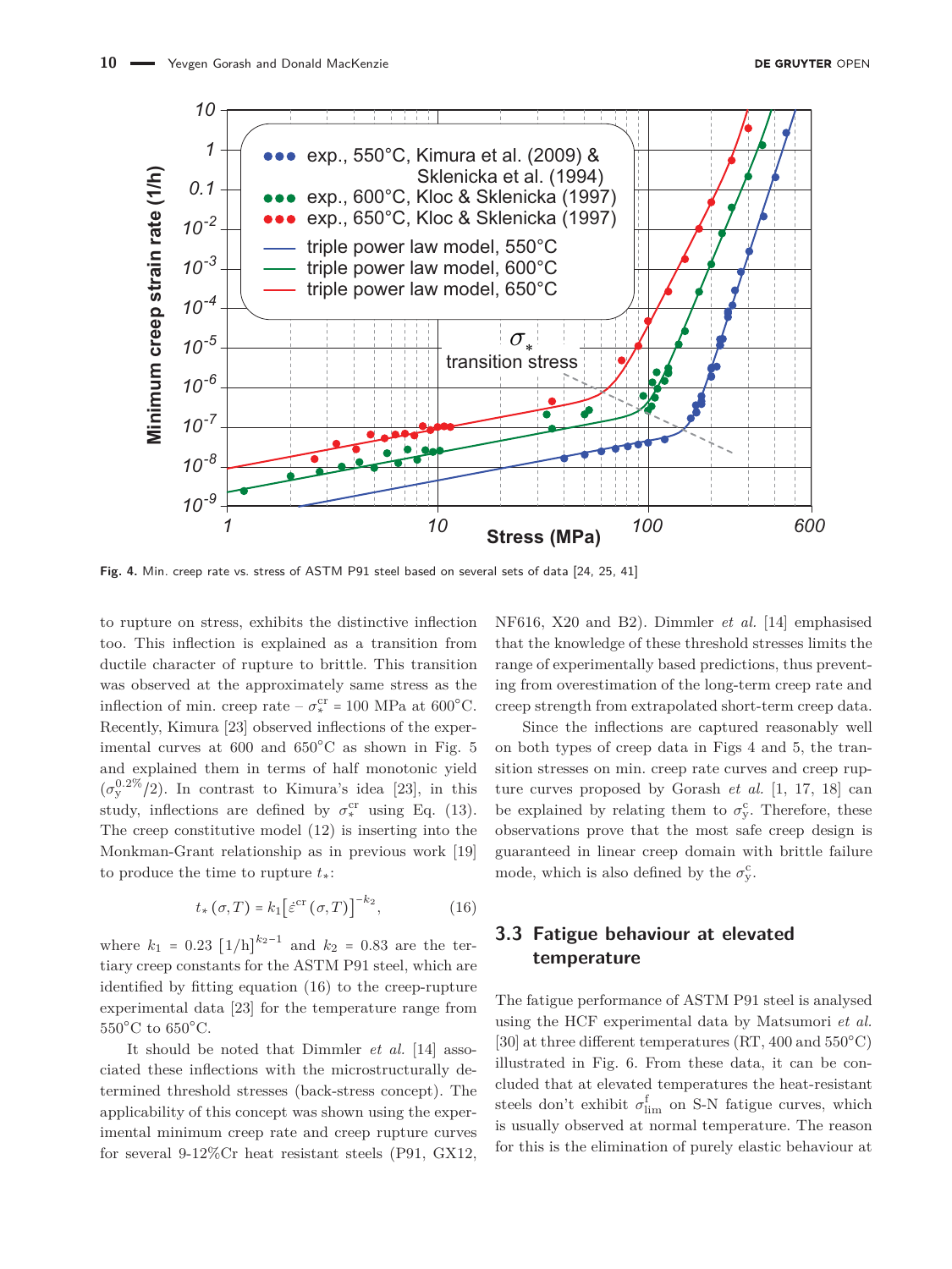Fig. 4. Min. creep rate vs. stress of ASTM P91 steel based on several sets of data [24, 25, 41]

to rupture on stress, exhibits the distinctive inflection too. This inflection is explained as a transition from ductile character of rupture to brittle. This transition was observed at the approximately same stress as the inflection of min. creep rate – $\sigma_*^{cr}$ = 100 MPa at 600°C. Recently, Kimura [23] observed inflections of the experimental curves at 600 and 650°C as shown in Fig. 5 and explained them in terms of half monotonic yield ($\sigma_y^{0.2\%}/2$). In contrast to Kimura's idea [23], in this study, inflections are defined by $\sigma_*^{cr}$ using Eq. (13). The creep constitutive model (12) is inserting into the Monkman-Grant relationship as in previous work [19] to produce the time to rupture $t_*$:

$$t_*(\sigma, T) = k_1 \left[\dot{\varepsilon}^{cr}(\sigma, T)\right]^{-k_2}, \tag{16}$$

where $k_1$ = 0.23 $[1/\text{h}]^{k_2-1}$ and $k_2$ = 0.83 are the tertiary creep constants for the ASTM P91 steel, which are identified by fitting equation (16) to the creep-rupture experimental data [23] for the temperature range from 550°C to 650°C.

It should be noted that Dimmler *et al.* [14] associated these inflections with the microstructurally determined threshold stresses (back-stress concept). The applicability of this concept was shown using the experimental minimum creep rate and creep rupture curves for several 9-12%Cr heat resistant steels (P91, GX12, NF616, X20 and B2). Dimmler *et al.* [14] emphasised that the knowledge of these threshold stresses limits the range of experimentally based predictions, thus preventing from overestimation of the long-term creep rate and creep strength from extrapolated short-term creep data.

Since the inflections are captured reasonably well on both types of creep data in Figs 4 and 5, the transition stresses on min. creep rate curves and creep rupture curves proposed by Gorash *et al.* [1, 17, 18] can be explained by relating them to $\sigma_y^c$. Therefore, these observations prove that the most safe creep design is guaranteed in linear creep domain with brittle failure mode, which is also defined by the $\sigma_y^c$.

## 3.3 Fatigue behaviour at elevated temperature

The fatigue performance of ASTM P91 steel is analysed using the HCF experimental data by Matsumori *et al.* [30] at three different temperatures (RT, 400 and 550°C) illustrated in Fig. 6. From these data, it can be concluded that at elevated temperatures the heat-resistant steels don't exhibit $\sigma_{lim}^f$ on S-N fatigue curves, which is usually observed at normal temperature. The reason for this is the elimination of purely elastic behaviour at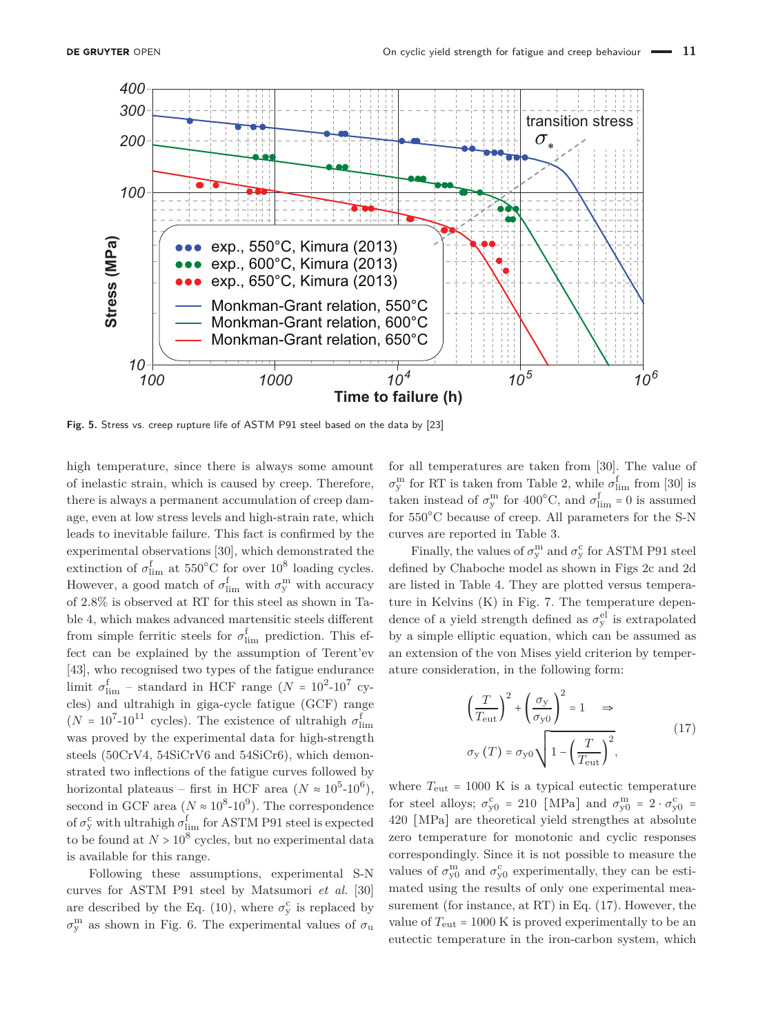Fig. 5. Stress vs. creep rupture life of ASTM P91 steel based on the data by [23]

high temperature, since there is always some amount of inelastic strain, which is caused by creep. Therefore, there is always a permanent accumulation of creep damage, even at low stress levels and high-strain rate, which leads to inevitable failure. This fact is confirmed by the experimental observations [30], which demonstrated the extinction of $\sigma^{f}_{\lim}$ at 550°C for over $10^8$ loading cycles. However, a good match of $\sigma^{f}_{\lim}$ with $\sigma^{m}_{y}$ with accuracy of 2.8% is observed at RT for this steel as shown in Table 4, which makes advanced martensitic steels different from simple ferritic steels for $\sigma^{f}_{\lim}$ prediction. This effect can be explained by the assumption of Terent'ev [43], who recognised two types of the fatigue endurance limit $\sigma^{f}_{\lim}$ – standard in HCF range ($N = 10^2$-$10^7$ cycles) and ultrahigh in giga-cycle fatigue (GCF) range ($N = 10^7$-$10^{11}$ cycles). The existence of ultrahigh $\sigma^{f}_{\lim}$ was proved by the experimental data for high-strength steels (50CrV4, 54SiCrV6 and 54SiCr6), which demonstrated two inflections of the fatigue curves followed by horizontal plateaus – first in HCF area ($N \approx 10^5$-$10^6$), second in GCF area ($N \approx 10^8$-$10^9$). The correspondence of $\sigma^{c}_{y}$ with ultrahigh $\sigma^{f}_{\lim}$ for ASTM P91 steel is expected to be found at $N > 10^8$ cycles, but no experimental data is available for this range.

Following these assumptions, experimental S-N curves for ASTM P91 steel by Matsumori *et al.* [30] are described by the Eq. (10), where $\sigma^{c}_{y}$ is replaced by $\sigma^{m}_{y}$ as shown in Fig. 6. The experimental values of $\sigma_u$ for all temperatures are taken from [30]. The value of $\sigma^{m}_{y}$ for RT is taken from Table 2, while $\sigma^{f}_{\lim}$ from [30] is taken instead of $\sigma^{m}_{y}$ for 400°C, and $\sigma^{f}_{\lim} = 0$ is assumed for 550°C because of creep. All parameters for the S-N curves are reported in Table 3.

Finally, the values of $\sigma^{m}_{y}$ and $\sigma^{c}_{y}$ for ASTM P91 steel defined by Chaboche model as shown in Figs 2c and 2d are listed in Table 4. They are plotted versus temperature in Kelvins (K) in Fig. 7. The temperature dependence of a yield strength defined as $\sigma^{el}_{y}$ is extrapolated by a simple elliptic equation, which can be assumed as an extension of the von Mises yield criterion by temperature consideration, in the following form:

$$
\left(\frac{T}{T_{\mathrm{eut}}}\right)^2 + \left(\frac{\sigma_{\mathrm{y}}}{\sigma_{\mathrm{y0}}}\right)^2 = 1 \quad \Rightarrow \qquad \sigma_{\mathrm{y}}(T) = \sigma_{\mathrm{y0}}\sqrt{1 - \left(\frac{T}{T_{\mathrm{eut}}}\right)^2}, \tag{17}
$$

where $T_{\mathrm{eut}} = 1000$ K is a typical eutectic temperature for steel alloys; $\sigma^{c}_{y0} = 210$ [MPa] and $\sigma^{m}_{y0} = 2 \cdot \sigma^{c}_{y0} = 420$ [MPa] are theoretical yield strengthes at absolute zero temperature for monotonic and cyclic responses correspondingly. Since it is not possible to measure the values of $\sigma^{m}_{y0}$ and $\sigma^{c}_{y0}$ experimentally, they can be estimated using the results of only one experimental measurement (for instance, at RT) in Eq. (17). However, the value of $T_{\mathrm{eut}} = 1000$ K is proved experimentally to be an eutectic temperature in the iron-carbon system, which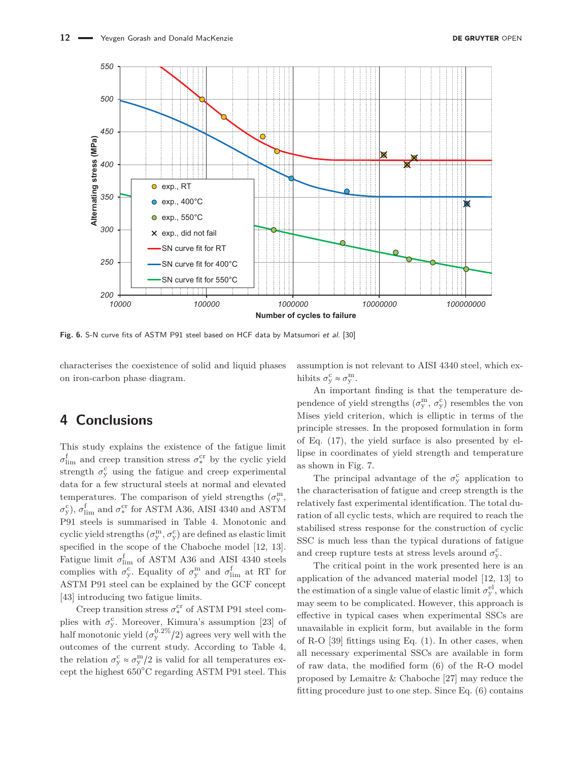Fig. 6. S-N curve fits of ASTM P91 steel based on HCF data by Matsumori *et al.* [30]

characterises the coexistence of solid and liquid phases on iron-carbon phase diagram.

## 4 Conclusions

This study explains the existence of the fatigue limit $\sigma^{f}_{lim}$ and creep transition stress $\sigma^{cr}_{*}$ by the cyclic yield strength $\sigma^{c}_{y}$ using the fatigue and creep experimental data for a few structural steels at normal and elevated temperatures. The comparison of yield strengths ($\sigma^{m}_{y}$, $\sigma^{c}_{y}$), $\sigma^{f}_{lim}$ and $\sigma^{cr}_{*}$ for ASTM A36, AISI 4340 and ASTM P91 steels is summarised in Table 4. Monotonic and cyclic yield strengths ($\sigma^{m}_{y}$, $\sigma^{c}_{y}$) are defined as elastic limit specified in the scope of the Chaboche model [12, 13]. Fatigue limit $\sigma^{f}_{lim}$ of ASTM A36 and AISI 4340 steels complies with $\sigma^{c}_{y}$. Equality of $\sigma^{m}_{y}$ and $\sigma^{f}_{lim}$ at RT for ASTM P91 steel can be explained by the GCF concept [43] introducing two fatigue limits.

Creep transition stress $\sigma^{cr}_{*}$ of ASTM P91 steel complies with $\sigma^{c}_{y}$. Moreover, Kimura's assumption [23] of half monotonic yield ($\sigma^{0.2\%}_{y}/2$) agrees very well with the outcomes of the current study. According to Table 4, the relation $\sigma^{c}_{y} \approx \sigma^{m}_{y}/2$ is valid for all temperatures except the highest 650°C regarding ASTM P91 steel. This assumption is not relevant to AISI 4340 steel, which exhibits $\sigma^{c}_{y} \approx \sigma^{m}_{y}$.

An important finding is that the temperature dependence of yield strengths ($\sigma^{m}_{y}$, $\sigma^{c}_{y}$) resembles the von Mises yield criterion, which is elliptic in terms of the principle stresses. In the proposed formulation in form of Eq. (17), the yield surface is also presented by ellipse in coordinates of yield strength and temperature as shown in Fig. 7.

The principal advantage of the $\sigma^{c}_{y}$ application to the characterisation of fatigue and creep strength is the relatively fast experimental identification. The total duration of all cyclic tests, which are required to reach the stabilised stress response for the construction of cyclic SSC is much less than the typical durations of fatigue and creep rupture tests at stress levels around $\sigma^{c}_{y}$.

The critical point in the work presented here is an application of the advanced material model [12, 13] to the estimation of a single value of elastic limit $\sigma^{el}_{y}$, which may seem to be complicated. However, this approach is effective in typical cases when experimental SSCs are unavailable in explicit form, but available in the form of R-O [39] fittings using Eq. (1). In other cases, when all necessary experimental SSCs are available in form of raw data, the modified form (6) of the R-O model proposed by Lemaitre & Chaboche [27] may reduce the fitting procedure just to one step. Since Eq. (6) contains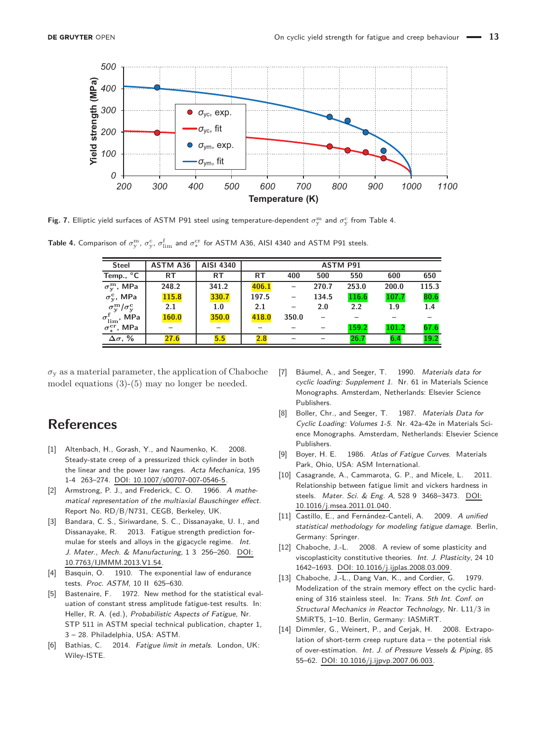**Fig. 7.** Elliptic yield surfaces of ASTM P91 steel using temperature-dependent $\sigma_y^m$ and $\sigma_y^c$ from Table 4.

**Table 4.** Comparison of $\sigma_y^m$, $\sigma_y^c$, $\sigma_{lim}^f$ and $\sigma_*^{cr}$ for ASTM A36, AISI 4340 and ASTM P91 steels.

| Steel | ASTM A36 | AISI 4340 | ASTM P91 | | | | | |
|---|---|---|---|---|---|---|---|---|
| Temp., °C | RT | RT | RT | 400 | 500 | 550 | 600 | 650 |
| $\sigma_y^m$, MPa | 248.2 | 341.2 | 406.1 | – | 270.7 | 253.0 | 200.0 | 115.3 |
| $\sigma_y^c$, MPa | 115.8 | 330.7 | 197.5 | – | 134.5 | 116.6 | 107.7 | 80.6 |
| $\sigma_y^m/\sigma_y^c$ | 2.1 | 1.0 | 2.1 | – | 2.0 | 2.2 | 1.9 | 1.4 |
| $\sigma_{lim}^f$, MPa | 160.0 | 350.0 | 418.0 | 350.0 | – | – | – | – |
| $\sigma_*^{cr}$, MPa | – | – | – | – | – | 159.2 | 101.2 | 67.6 |
| $\Delta\sigma$, % | 27.6 | 5.5 | 2.8 | – | – | 26.7 | 6.4 | 19.2 |

$\sigma_y$ as a material parameter, the application of Chaboche model equations (3)-(5) may no longer be needed.

## References

[1] Altenbach, H., Gorash, Y., and Naumenko, K. 2008. Steady-state creep of a pressurized thick cylinder in both the linear and the power law ranges. *Acta Mechanica*, 195 1-4 263–274. DOI: 10.1007/s00707-007-0546-5.

[2] Armstrong, P. J., and Frederick, C. O. 1966. *A mathematical representation of the multiaxial Bauschinger effect.* Report No. RD/B/N731, CEGB, Berkeley, UK.

[3] Bandara, C. S., Siriwardane, S. C., Dissanayake, U. I., and Dissanayake, R. 2013. Fatigue strength prediction formulae for steels and alloys in the gigacycle regime. *Int. J. Mater., Mech. & Manufacturing*, 1 3 256–260. DOI: 10.7763/IJMMM.2013.V1.54.

[4] Basquin, O. 1910. The exponential law of endurance tests. *Proc. ASTM*, 10 II 625–630.

[5] Bastenaire, F. 1972. New method for the statistical evaluation of constant stress amplitude fatigue-test results. In: Heller, R. A. (ed.), *Probabilistic Aspects of Fatigue*, Nr. STP 511 in ASTM special technical publication, chapter 1, 3 – 28. Philadelphia, USA: ASTM.

[6] Bathias, C. 2014. *Fatigue limit in metals*. London, UK: Wiley-ISTE.

[7] Bäumel, A., and Seeger, T. 1990. *Materials data for cyclic loading: Supplement 1.* Nr. 61 in Materials Science Monographs. Amsterdam, Netherlands: Elsevier Science Publishers.

[8] Boller, Chr., and Seeger, T. 1987. *Materials Data for Cyclic Loading: Volumes 1-5.* Nr. 42a-42e in Materials Science Monographs. Amsterdam, Netherlands: Elsevier Science Publishers.

[9] Boyer, H. E. 1986. *Atlas of Fatigue Curves.* Materials Park, Ohio, USA: ASM International.

[10] Casagrande, A., Cammarota, G. P., and Micele, L. 2011. Relationship between fatigue limit and vickers hardness in steels. *Mater. Sci. & Eng. A*, 528 9 3468–3473. DOI: 10.1016/j.msea.2011.01.040.

[11] Castillo, E., and Fernández-Canteli, A. 2009. *A unified statistical methodology for modeling fatigue damage.* Berlin, Germany: Springer.

[12] Chaboche, J.-L. 2008. A review of some plasticity and viscoplasticity constitutive theories. *Int. J. Plasticity*, 24 10 1642–1693. DOI: 10.1016/j.ijplas.2008.03.009.

[13] Chaboche, J.-L., Dang Van, K., and Cordier, G. 1979. Modelization of the strain memory effect on the cyclic hardening of 316 stainless steel. In: *Trans. 5th Int. Conf. on Structural Mechanics in Reactor Technology*, Nr. L11/3 in SMiRT5, 1–10. Berlin, Germany: IASMiRT.

[14] Dimmler, G., Weinert, P., and Cerjak, H. 2008. Extrapolation of short-term creep rupture data – the potential risk of over-estimation. *Int. J. of Pressure Vessels & Piping*, 85 55–62. DOI: 10.1016/j.ijpvp.2007.06.003.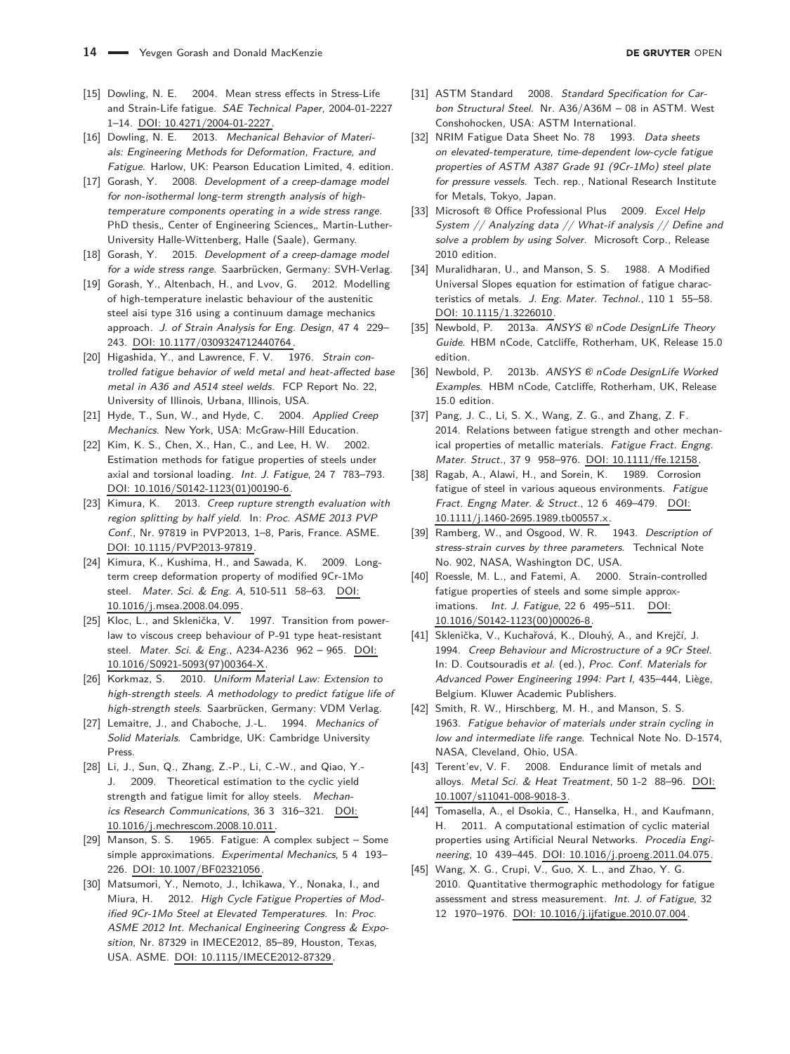[15] Dowling, N. E. 2004. Mean stress effects in Stress-Life and Strain-Life fatigue. *SAE Technical Paper*, 2004-01-2227 1–14. DOI: 10.4271/2004-01-2227.

[16] Dowling, N. E. 2013. *Mechanical Behavior of Materials: Engineering Methods for Deformation, Fracture, and Fatigue*. Harlow, UK: Pearson Education Limited, 4. edition.

[17] Gorash, Y. 2008. *Development of a creep-damage model for non-isothermal long-term strength analysis of high-temperature components operating in a wide stress range*. PhD thesis,, Center of Engineering Sciences,, Martin-Luther-University Halle-Wittenberg, Halle (Saale), Germany.

[18] Gorash, Y. 2015. *Development of a creep-damage model for a wide stress range*. Saarbrücken, Germany: SVH-Verlag.

[19] Gorash, Y., Altenbach, H., and Lvov, G. 2012. Modelling of high-temperature inelastic behaviour of the austenitic steel aisi type 316 using a continuum damage mechanics approach. *J. of Strain Analysis for Eng. Design*, 47 4 229–243. DOI: 10.1177/0309324712440764.

[20] Higashida, Y., and Lawrence, F. V. 1976. *Strain controlled fatigue behavior of weld metal and heat-affected base metal in A36 and A514 steel welds*. FCP Report No. 22, University of Illinois, Urbana, Illinois, USA.

[21] Hyde, T., Sun, W., and Hyde, C. 2004. *Applied Creep Mechanics*. New York, USA: McGraw-Hill Education.

[22] Kim, K. S., Chen, X., Han, C., and Lee, H. W. 2002. Estimation methods for fatigue properties of steels under axial and torsional loading. *Int. J. Fatigue*, 24 7 783–793. DOI: 10.1016/S0142-1123(01)00190-6.

[23] Kimura, K. 2013. *Creep rupture strength evaluation with region splitting by half yield*. In: *Proc. ASME 2013 PVP Conf.*, Nr. 97819 in PVP2013, 1–8, Paris, France. ASME. DOI: 10.1115/PVP2013-97819.

[24] Kimura, K., Kushima, H., and Sawada, K. 2009. Long-term creep deformation property of modified 9Cr-1Mo steel. *Mater. Sci. & Eng. A*, 510-511 58–63. DOI: 10.1016/j.msea.2008.04.095.

[25] Kloc, L., and Sklenička, V. 1997. Transition from power-law to viscous creep behaviour of P-91 type heat-resistant steel. *Mater. Sci. & Eng.*, A234-A236 962 – 965. DOI: 10.1016/S0921-5093(97)00364-X.

[26] Korkmaz, S. 2010. *Uniform Material Law: Extension to high-strength steels. A methodology to predict fatigue life of high-strength steels*. Saarbrücken, Germany: VDM Verlag.

[27] Lemaitre, J., and Chaboche, J.-L. 1994. *Mechanics of Solid Materials*. Cambridge, UK: Cambridge University Press.

[28] Li, J., Sun, Q., Zhang, Z.-P., Li, C.-W., and Qiao, Y.-J. 2009. Theoretical estimation to the cyclic yield strength and fatigue limit for alloy steels. *Mechanics Research Communications*, 36 3 316–321. DOI: 10.1016/j.mechrescom.2008.10.011.

[29] Manson, S. S. 1965. Fatigue: A complex subject – Some simple approximations. *Experimental Mechanics*, 5 4 193–226. DOI: 10.1007/BF02321056.

[30] Matsumori, Y., Nemoto, J., Ichikawa, Y., Nonaka, I., and Miura, H. 2012. *High Cycle Fatigue Properties of Modified 9Cr-1Mo Steel at Elevated Temperatures*. In: *Proc. ASME 2012 Int. Mechanical Engineering Congress & Exposition*, Nr. 87329 in IMECE2012, 85–89, Houston, Texas, USA. ASME. DOI: 10.1115/IMECE2012-87329.

[31] ASTM Standard 2008. *Standard Specification for Carbon Structural Steel*. Nr. A36/A36M – 08 in ASTM. West Conshohocken, USA: ASTM International.

[32] NRIM Fatigue Data Sheet No. 78 1993. *Data sheets on elevated-temperature, time-dependent low-cycle fatigue properties of ASTM A387 Grade 91 (9Cr-1Mo) steel plate for pressure vessels*. Tech. rep., National Research Institute for Metals, Tokyo, Japan.

[33] Microsoft ® Office Professional Plus 2009. *Excel Help System // Analyzing data // What-if analysis // Define and solve a problem by using Solver*. Microsoft Corp., Release 2010 edition.

[34] Muralidharan, U., and Manson, S. S. 1988. A Modified Universal Slopes equation for estimation of fatigue characteristics of metals. *J. Eng. Mater. Technol.*, 110 1 55–58. DOI: 10.1115/1.3226010.

[35] Newbold, P. 2013a. *ANSYS ® nCode DesignLife Theory Guide*. HBM nCode, Catcliffe, Rotherham, UK, Release 15.0 edition.

[36] Newbold, P. 2013b. *ANSYS ® nCode DesignLife Worked Examples*. HBM nCode, Catcliffe, Rotherham, UK, Release 15.0 edition.

[37] Pang, J. C., Li, S. X., Wang, Z. G., and Zhang, Z. F. 2014. Relations between fatigue strength and other mechanical properties of metallic materials. *Fatigue Fract. Engng. Mater. Struct.*, 37 9 958–976. DOI: 10.1111/ffe.12158.

[38] Ragab, A., Alawi, H., and Sorein, K. 1989. Corrosion fatigue of steel in various aqueous environments. *Fatigue Fract. Engng Mater. & Struct.*, 12 6 469–479. DOI: 10.1111/j.1460-2695.1989.tb00557.x.

[39] Ramberg, W., and Osgood, W. R. 1943. *Description of stress-strain curves by three parameters*. Technical Note No. 902, NASA, Washington DC, USA.

[40] Roessle, M. L., and Fatemi, A. 2000. Strain-controlled fatigue properties of steels and some simple approximations. *Int. J. Fatigue*, 22 6 495–511. DOI: 10.1016/S0142-1123(00)00026-8.

[41] Sklenička, V., Kuchařová, K., Dlouhý, A., and Krejčí, J. 1994. *Creep Behaviour and Microstructure of a 9Cr Steel*. In: D. Coutsouradis *et al.* (ed.), *Proc. Conf. Materials for Advanced Power Engineering 1994: Part I*, 435–444, Liège, Belgium. Kluwer Academic Publishers.

[42] Smith, R. W., Hirschberg, M. H., and Manson, S. S. 1963. *Fatigue behavior of materials under strain cycling in low and intermediate life range*. Technical Note No. D-1574, NASA, Cleveland, Ohio, USA.

[43] Terent'ev, V. F. 2008. Endurance limit of metals and alloys. *Metal Sci. & Heat Treatment*, 50 1-2 88–96. DOI: 10.1007/s11041-008-9018-3.

[44] Tomasella, A., el Dsokia, C., Hanselka, H., and Kaufmann, H. 2011. A computational estimation of cyclic material properties using Artificial Neural Networks. *Procedia Engineering*, 10 439–445. DOI: 10.1016/j.proeng.2011.04.075.

[45] Wang, X. G., Crupi, V., Guo, X. L., and Zhao, Y. G. 2010. Quantitative thermographic methodology for fatigue assessment and stress measurement. *Int. J. of Fatigue*, 32 12 1970–1976. DOI: 10.1016/j.ijfatigue.2010.07.004.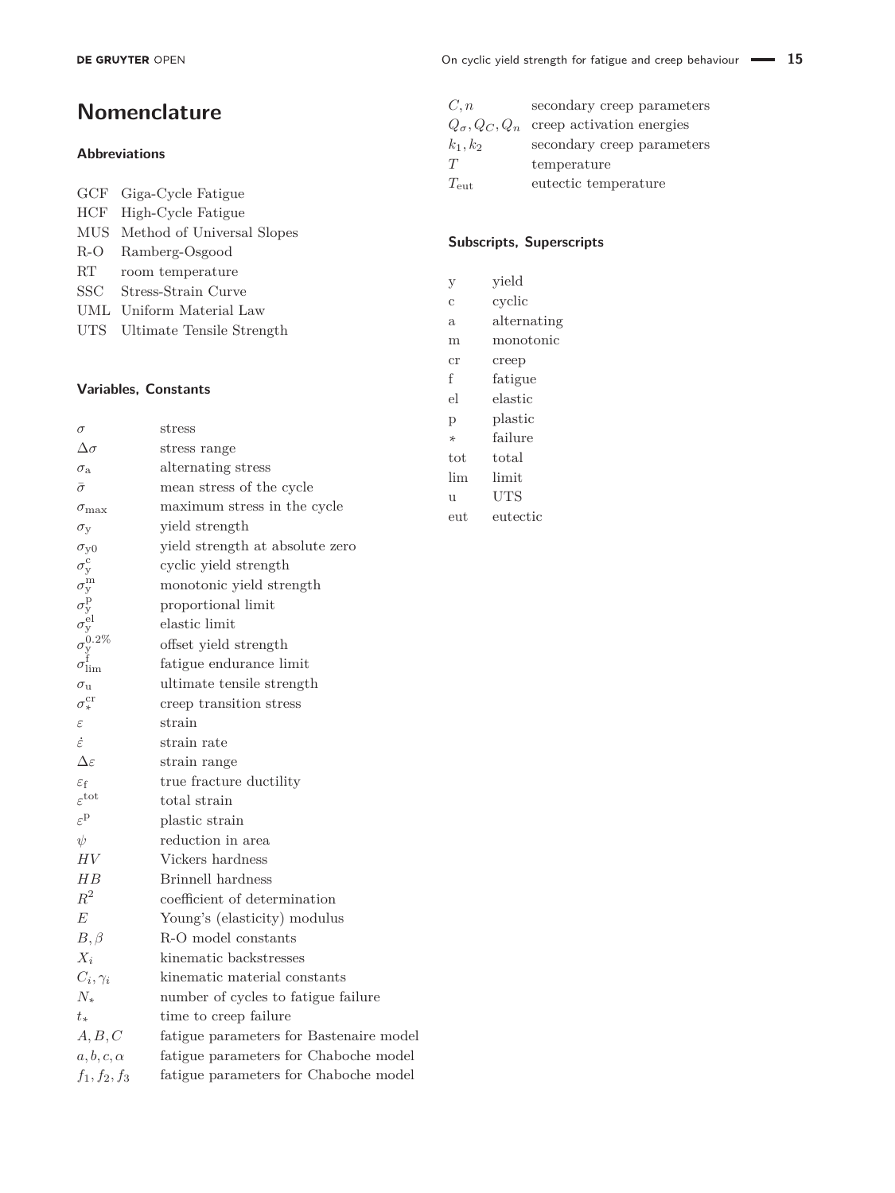# Nomenclature

### Abbreviations

| | |
|---|---|
| GCF | Giga-Cycle Fatigue |
| HCF | High-Cycle Fatigue |
| MUS | Method of Universal Slopes |
| R-O | Ramberg-Osgood |
| RT | room temperature |
| SSC | Stress-Strain Curve |
| UML | Uniform Material Law |
| UTS | Ultimate Tensile Strength |

### Variables, Constants

| | |
|---|---|
| $\sigma$ | stress |
| $\Delta\sigma$ | stress range |
| $\sigma_\mathrm{a}$ | alternating stress |
| $\bar{\sigma}$ | mean stress of the cycle |
| $\sigma_\mathrm{max}$ | maximum stress in the cycle |
| $\sigma_\mathrm{y}$ | yield strength |
| $\sigma_\mathrm{y0}$ | yield strength at absolute zero |
| $\sigma_\mathrm{y}^\mathrm{c}$ | cyclic yield strength |
| $\sigma_\mathrm{y}^\mathrm{m}$ | monotonic yield strength |
| $\sigma_\mathrm{y}^\mathrm{p}$ | proportional limit |
| $\sigma_\mathrm{y}^\mathrm{el}$ | elastic limit |
| $\sigma_\mathrm{y}^{0.2\%}$ | offset yield strength |
| $\sigma_\mathrm{lim}^\mathrm{f}$ | fatigue endurance limit |
| $\sigma_\mathrm{u}$ | ultimate tensile strength |
| $\sigma_*^\mathrm{cr}$ | creep transition stress |
| $\varepsilon$ | strain |
| $\dot{\varepsilon}$ | strain rate |
| $\Delta\varepsilon$ | strain range |
| $\varepsilon_\mathrm{f}$ | true fracture ductility |
| $\varepsilon^\mathrm{tot}$ | total strain |
| $\varepsilon^\mathrm{p}$ | plastic strain |
| $\psi$ | reduction in area |
| $HV$ | Vickers hardness |
| $HB$ | Brinnell hardness |
| $R^2$ | coefficient of determination |
| $E$ | Young's (elasticity) modulus |
| $B, \beta$ | R-O model constants |
| $X_i$ | kinematic backstresses |
| $C_i, \gamma_i$ | kinematic material constants |
| $N_*$ | number of cycles to fatigue failure |
| $t_*$ | time to creep failure |
| $A, B, C$ | fatigue parameters for Bastenaire model |
| $a, b, c, \alpha$ | fatigue parameters for Chaboche model |
| $f_1, f_2, f_3$ | fatigue parameters for Chaboche model |
| $C, n$ | secondary creep parameters |
| $Q_\sigma, Q_C, Q_n$ | creep activation energies |
| $k_1, k_2$ | secondary creep parameters |
| $T$ | temperature |
| $T_\mathrm{eut}$ | eutectic temperature |

### Subscripts, Superscripts

| | |
|---|---|
| y | yield |
| c | cyclic |
| a | alternating |
| m | monotonic |
| cr | creep |
| f | fatigue |
| el | elastic |
| p | plastic |
| * | failure |
| tot | total |
| lim | limit |
| u | UTS |
| eut | eutectic |